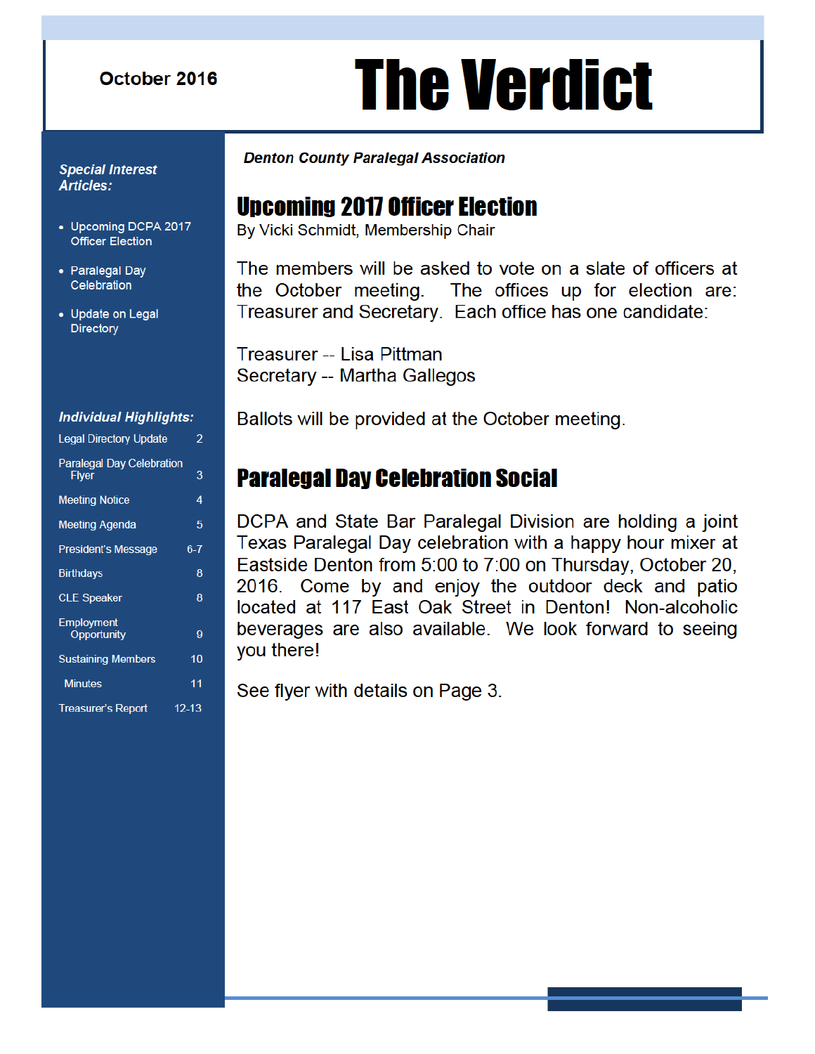October 2016

# The Verdict

***Denton County Paralegal Association***

***Special Interest Articles:***

- Upcoming DCPA 2017 Officer Election
- Paralegal Day Celebration
- Update on Legal Directory

***Individual Highlights:***

| | |
|---|---|
| Legal Directory Update | 2 |
| Paralegal Day Celebration Flyer | 3 |
| Meeting Notice | 4 |
| Meeting Agenda | 5 |
| President's Message | 6-7 |
| Birthdays | 8 |
| CLE Speaker | 8 |
| Employment Opportunity | 9 |
| Sustaining Members | 10 |
| Minutes | 11 |
| Treasurer's Report | 12-13 |

## Upcoming 2017 Officer Election

By Vicki Schmidt, Membership Chair

The members will be asked to vote on a slate of officers at the October meeting. The offices up for election are: Treasurer and Secretary. Each office has one candidate:

Treasurer -- Lisa Pittman
Secretary -- Martha Gallegos

Ballots will be provided at the October meeting.

## Paralegal Day Celebration Social

DCPA and State Bar Paralegal Division are holding a joint Texas Paralegal Day celebration with a happy hour mixer at Eastside Denton from 5:00 to 7:00 on Thursday, October 20, 2016. Come by and enjoy the outdoor deck and patio located at 117 East Oak Street in Denton! Non-alcoholic beverages are also available. We look forward to seeing you there!

See flyer with details on Page 3.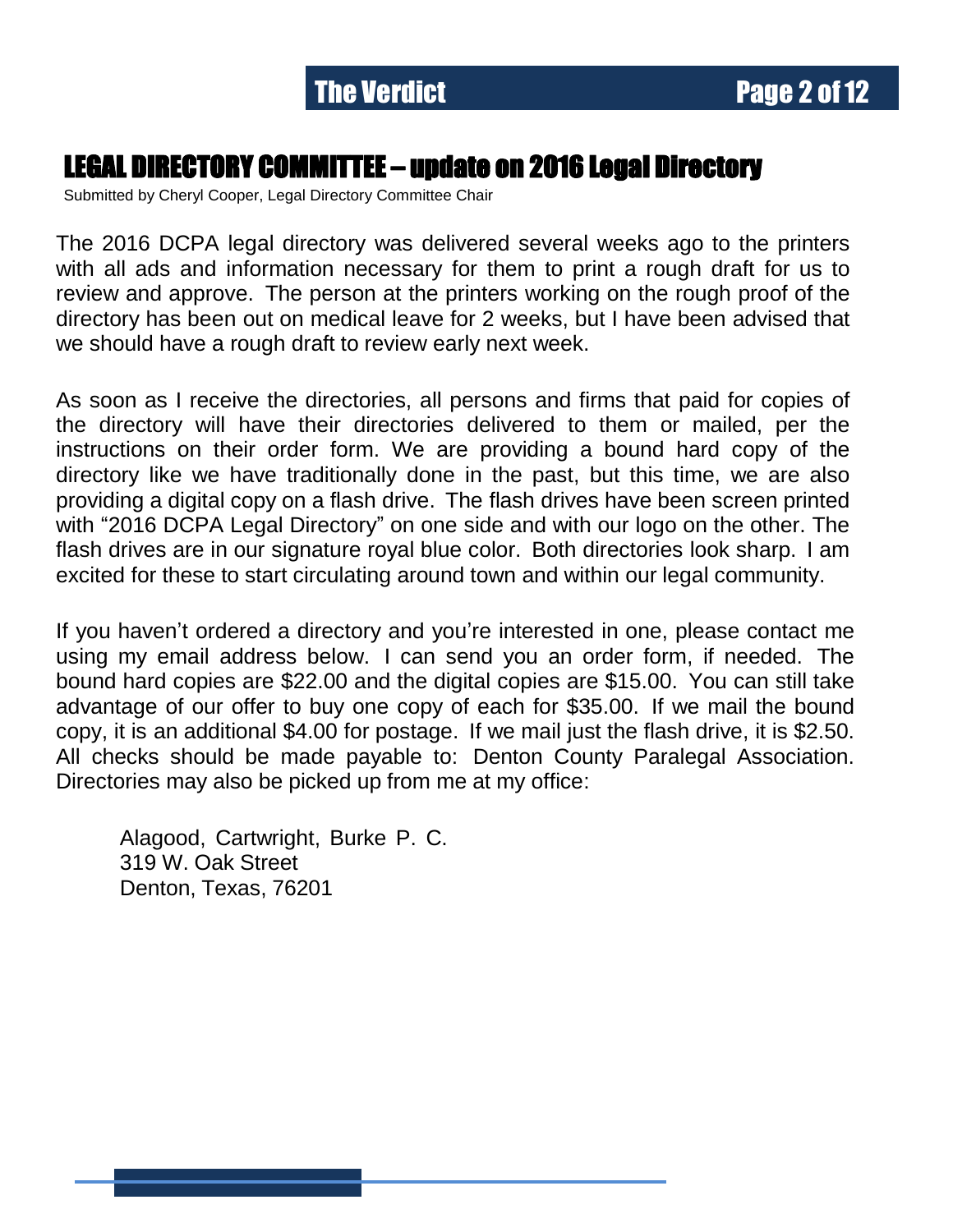## LEGAL DIRECTORY COMMITTEE – update on 2016 Legal Directory

Submitted by Cheryl Cooper, Legal Directory Committee Chair

The 2016 DCPA legal directory was delivered several weeks ago to the printers with all ads and information necessary for them to print a rough draft for us to review and approve. The person at the printers working on the rough proof of the directory has been out on medical leave for 2 weeks, but I have been advised that we should have a rough draft to review early next week.

As soon as I receive the directories, all persons and firms that paid for copies of the directory will have their directories delivered to them or mailed, per the instructions on their order form. We are providing a bound hard copy of the directory like we have traditionally done in the past, but this time, we are also providing a digital copy on a flash drive. The flash drives have been screen printed with "2016 DCPA Legal Directory" on one side and with our logo on the other. The flash drives are in our signature royal blue color. Both directories look sharp. I am excited for these to start circulating around town and within our legal community.

If you haven't ordered a directory and you're interested in one, please contact me using my email address below. I can send you an order form, if needed. The bound hard copies are $22.00 and the digital copies are $15.00. You can still take advantage of our offer to buy one copy of each for $35.00. If we mail the bound copy, it is an additional $4.00 for postage. If we mail just the flash drive, it is $2.50. All checks should be made payable to: Denton County Paralegal Association. Directories may also be picked up from me at my office:

Alagood, Cartwright, Burke P. C.
319 W. Oak Street
Denton, Texas, 76201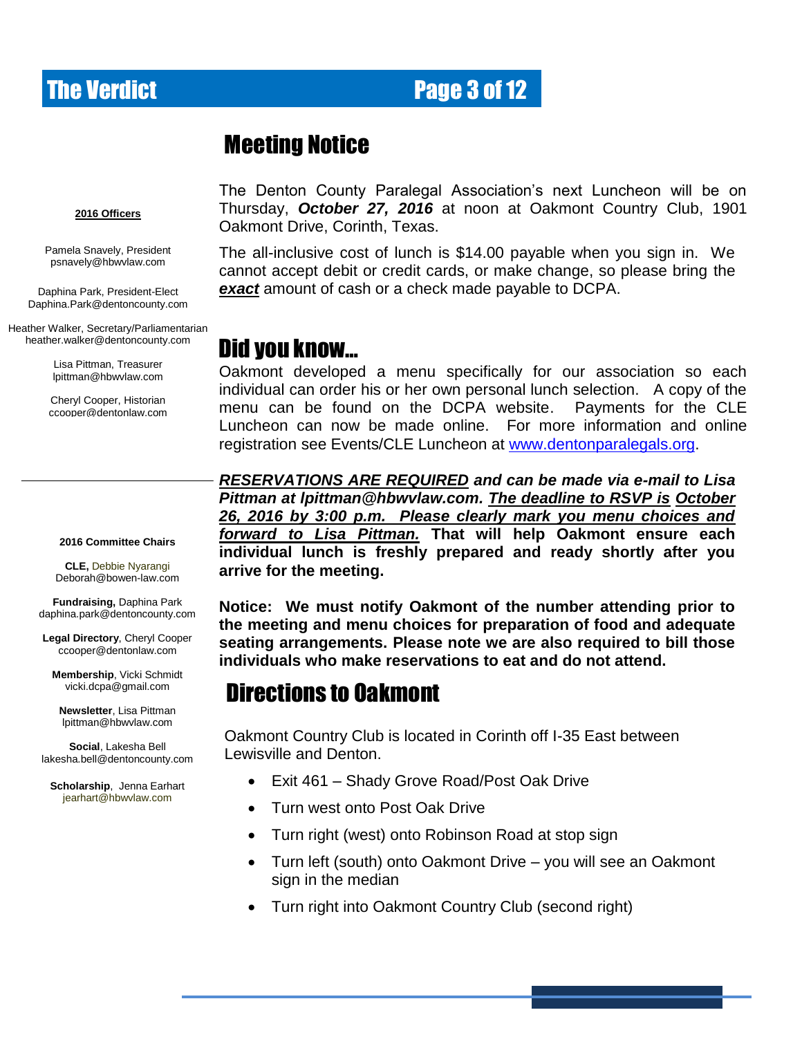# Meeting Notice

The Denton County Paralegal Association's next Luncheon will be on Thursday, ***October 27, 2016*** at noon at Oakmont Country Club, 1901 Oakmont Drive, Corinth, Texas.

The all-inclusive cost of lunch is $14.00 payable when you sign in. We cannot accept debit or credit cards, or make change, so please bring the ***exact*** amount of cash or a check made payable to DCPA.

## Did you know…

Oakmont developed a menu specifically for our association so each individual can order his or her own personal lunch selection. A copy of the menu can be found on the DCPA website. Payments for the CLE Luncheon can now be made online. For more information and online registration see Events/CLE Luncheon at www.dentonparalegals.org.

***RESERVATIONS ARE REQUIRED and can be made via e-mail to Lisa Pittman at lpittman@hbwvlaw.com. The deadline to RSVP is October 26, 2016 by 3:00 p.m. Please clearly mark you menu choices and forward to Lisa Pittman.*** **That will help Oakmont ensure each individual lunch is freshly prepared and ready shortly after you arrive for the meeting.**

**Notice: We must notify Oakmont of the number attending prior to the meeting and menu choices for preparation of food and adequate seating arrangements. Please note we are also required to bill those individuals who make reservations to eat and do not attend.**

## Directions to Oakmont

Oakmont Country Club is located in Corinth off I-35 East between Lewisville and Denton.

- Exit 461 – Shady Grove Road/Post Oak Drive
- Turn west onto Post Oak Drive
- Turn right (west) onto Robinson Road at stop sign
- Turn left (south) onto Oakmont Drive – you will see an Oakmont sign in the median
- Turn right into Oakmont Country Club (second right)

**2016 Officers**

Pamela Snavely, President
psnavely@hbwvlaw.com

Daphina Park, President-Elect
Daphina.Park@dentoncounty.com

Heather Walker, Secretary/Parliamentarian
heather.walker@dentoncounty.com

Lisa Pittman, Treasurer
lpittman@hbwvlaw.com

Cheryl Cooper, Historian
ccooper@dentonlaw.com

**2016 Committee Chairs**

**CLE,** Debbie Nyarangi
Deborah@bowen-law.com

**Fundraising,** Daphina Park
daphina.park@dentoncounty.com

**Legal Directory**, Cheryl Cooper
ccooper@dentonlaw.com

**Membership**, Vicki Schmidt
vicki.dcpa@gmail.com

**Newsletter**, Lisa Pittman
lpittman@hbwvlaw.com

**Social**, Lakesha Bell
lakesha.bell@dentoncounty.com

**Scholarship**, Jenna Earhart
jearhart@hbwvlaw.com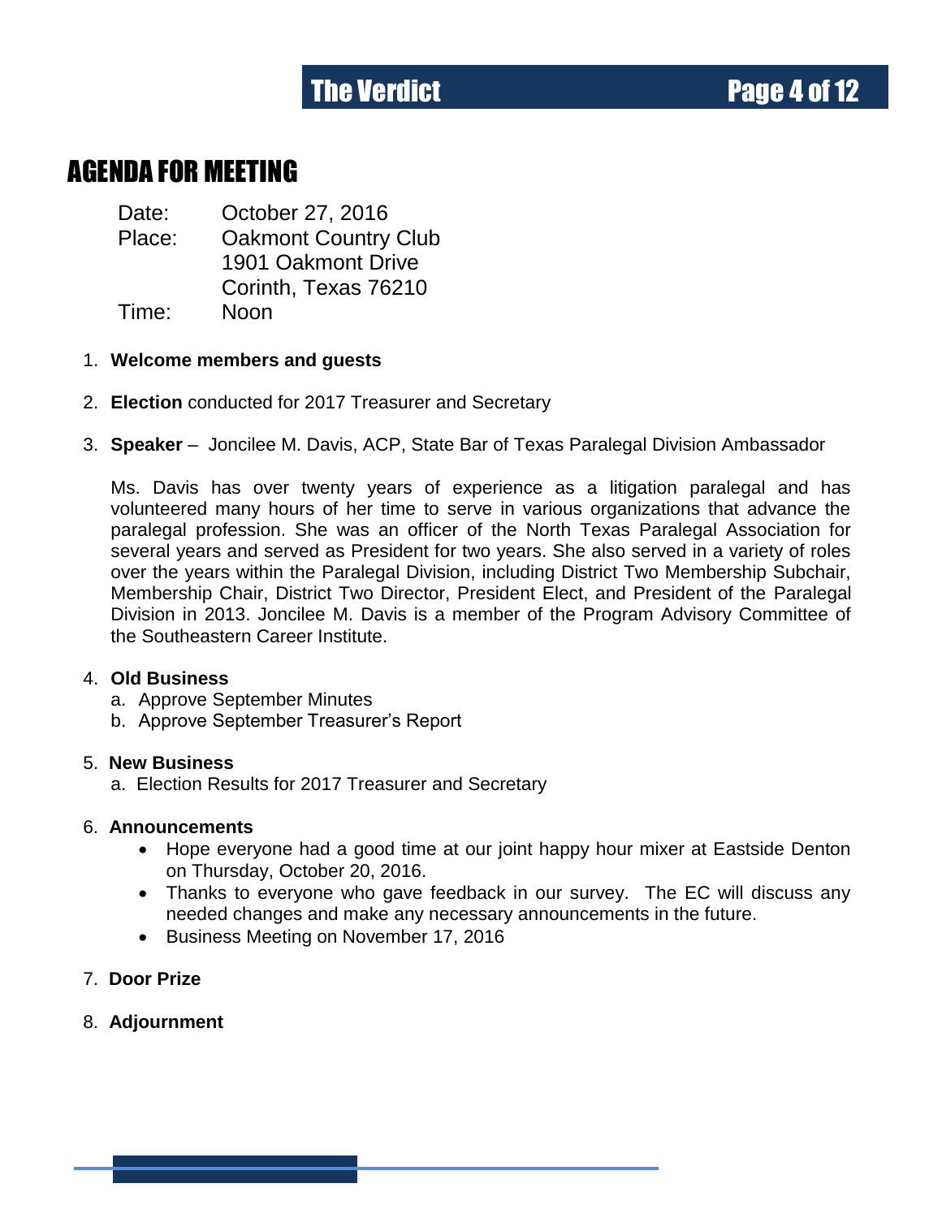# AGENDA FOR MEETING

Date: October 27, 2016
Place: Oakmont Country Club
1901 Oakmont Drive
Corinth, Texas 76210
Time: Noon

1. **Welcome members and guests**

2. **Election** conducted for 2017 Treasurer and Secretary

3. **Speaker** – Joncilee M. Davis, ACP, State Bar of Texas Paralegal Division Ambassador

   Ms. Davis has over twenty years of experience as a litigation paralegal and has volunteered many hours of her time to serve in various organizations that advance the paralegal profession. She was an officer of the North Texas Paralegal Association for several years and served as President for two years. She also served in a variety of roles over the years within the Paralegal Division, including District Two Membership Subchair, Membership Chair, District Two Director, President Elect, and President of the Paralegal Division in 2013. Joncilee M. Davis is a member of the Program Advisory Committee of the Southeastern Career Institute.

4. **Old Business**
   a. Approve September Minutes
   b. Approve September Treasurer's Report

5. **New Business**
   a. Election Results for 2017 Treasurer and Secretary

6. **Announcements**
   - Hope everyone had a good time at our joint happy hour mixer at Eastside Denton on Thursday, October 20, 2016.
   - Thanks to everyone who gave feedback in our survey. The EC will discuss any needed changes and make any necessary announcements in the future.
   - Business Meeting on November 17, 2016

7. **Door Prize**

8. **Adjournment**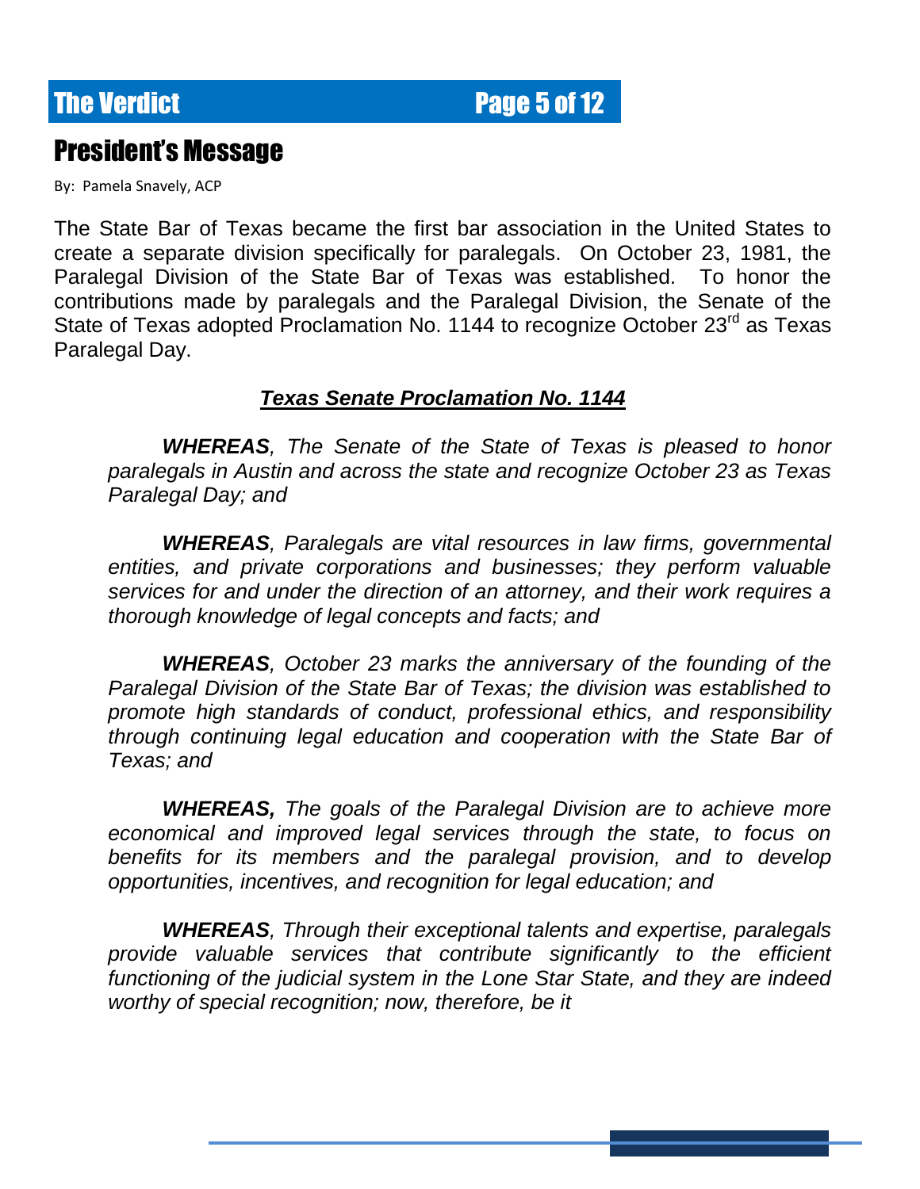## President's Message

By: Pamela Snavely, ACP

The State Bar of Texas became the first bar association in the United States to create a separate division specifically for paralegals. On October 23, 1981, the Paralegal Division of the State Bar of Texas was established. To honor the contributions made by paralegals and the Paralegal Division, the Senate of the State of Texas adopted Proclamation No. 1144 to recognize October 23rd as Texas Paralegal Day.

### ***Texas Senate Proclamation No. 1144***

***WHEREAS****, The Senate of the State of Texas is pleased to honor paralegals in Austin and across the state and recognize October 23 as Texas Paralegal Day; and*

***WHEREAS****, Paralegals are vital resources in law firms, governmental entities, and private corporations and businesses; they perform valuable services for and under the direction of an attorney, and their work requires a thorough knowledge of legal concepts and facts; and*

***WHEREAS****, October 23 marks the anniversary of the founding of the Paralegal Division of the State Bar of Texas; the division was established to promote high standards of conduct, professional ethics, and responsibility through continuing legal education and cooperation with the State Bar of Texas; and*

***WHEREAS,*** *The goals of the Paralegal Division are to achieve more economical and improved legal services through the state, to focus on benefits for its members and the paralegal provision, and to develop opportunities, incentives, and recognition for legal education; and*

***WHEREAS****, Through their exceptional talents and expertise, paralegals provide valuable services that contribute significantly to the efficient functioning of the judicial system in the Lone Star State, and they are indeed worthy of special recognition; now, therefore, be it*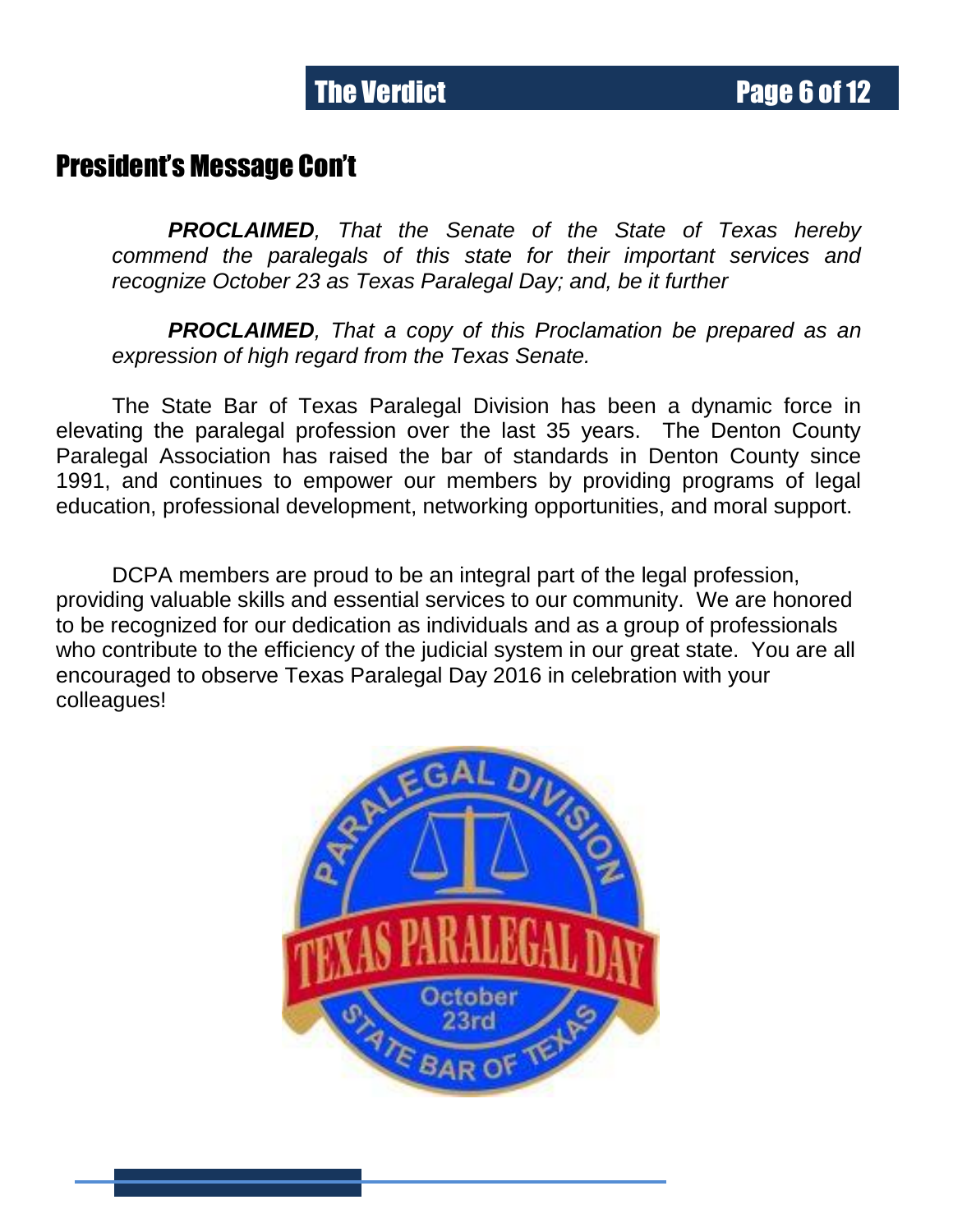## President's Message Con't

***PROCLAIMED****, That the Senate of the State of Texas hereby commend the paralegals of this state for their important services and recognize October 23 as Texas Paralegal Day; and, be it further*

***PROCLAIMED****, That a copy of this Proclamation be prepared as an expression of high regard from the Texas Senate.*

The State Bar of Texas Paralegal Division has been a dynamic force in elevating the paralegal profession over the last 35 years. The Denton County Paralegal Association has raised the bar of standards in Denton County since 1991, and continues to empower our members by providing programs of legal education, professional development, networking opportunities, and moral support.

DCPA members are proud to be an integral part of the legal profession, providing valuable skills and essential services to our community. We are honored to be recognized for our dedication as individuals and as a group of professionals who contribute to the efficiency of the judicial system in our great state. You are all encouraged to observe Texas Paralegal Day 2016 in celebration with your colleagues!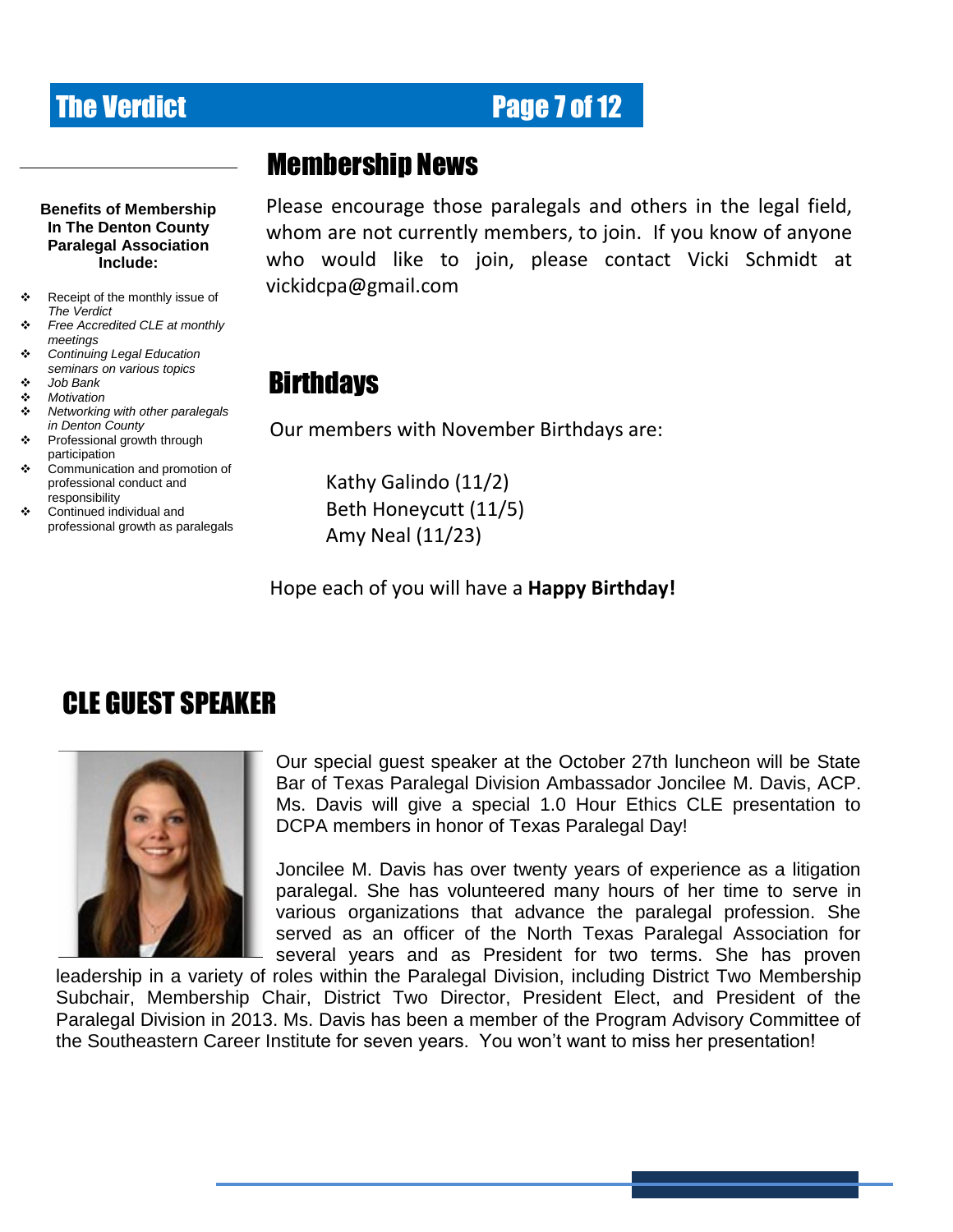**Benefits of Membership In The Denton County Paralegal Association Include:**

- Receipt of the monthly issue of *The Verdict*
- *Free Accredited CLE at monthly meetings*
- *Continuing Legal Education seminars on various topics*
- *Job Bank*
- *Motivation*
- *Networking with other paralegals in Denton County*
- Professional growth through participation
- Communication and promotion of professional conduct and responsibility
- Continued individual and professional growth as paralegals

# Membership News

Please encourage those paralegals and others in the legal field, whom are not currently members, to join. If you know of anyone who would like to join, please contact Vicki Schmidt at vickidcpa@gmail.com

# Birthdays

Our members with November Birthdays are:

Kathy Galindo (11/2)
Beth Honeycutt (11/5)
Amy Neal (11/23)

Hope each of you will have a **Happy Birthday!**

# CLE GUEST SPEAKER

Our special guest speaker at the October 27th luncheon will be State Bar of Texas Paralegal Division Ambassador Joncilee M. Davis, ACP. Ms. Davis will give a special 1.0 Hour Ethics CLE presentation to DCPA members in honor of Texas Paralegal Day!

Joncilee M. Davis has over twenty years of experience as a litigation paralegal. She has volunteered many hours of her time to serve in various organizations that advance the paralegal profession. She served as an officer of the North Texas Paralegal Association for several years and as President for two terms. She has proven leadership in a variety of roles within the Paralegal Division, including District Two Membership Subchair, Membership Chair, District Two Director, President Elect, and President of the Paralegal Division in 2013. Ms. Davis has been a member of the Program Advisory Committee of the Southeastern Career Institute for seven years. You won't want to miss her presentation!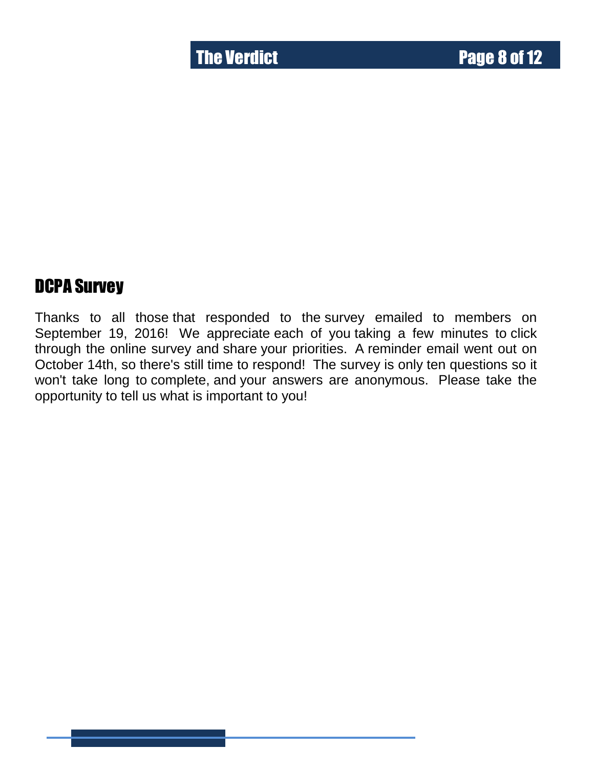## DCPA Survey

Thanks to all those that responded to the survey emailed to members on September 19, 2016! We appreciate each of you taking a few minutes to click through the online survey and share your priorities. A reminder email went out on October 14th, so there's still time to respond! The survey is only ten questions so it won't take long to complete, and your answers are anonymous. Please take the opportunity to tell us what is important to you!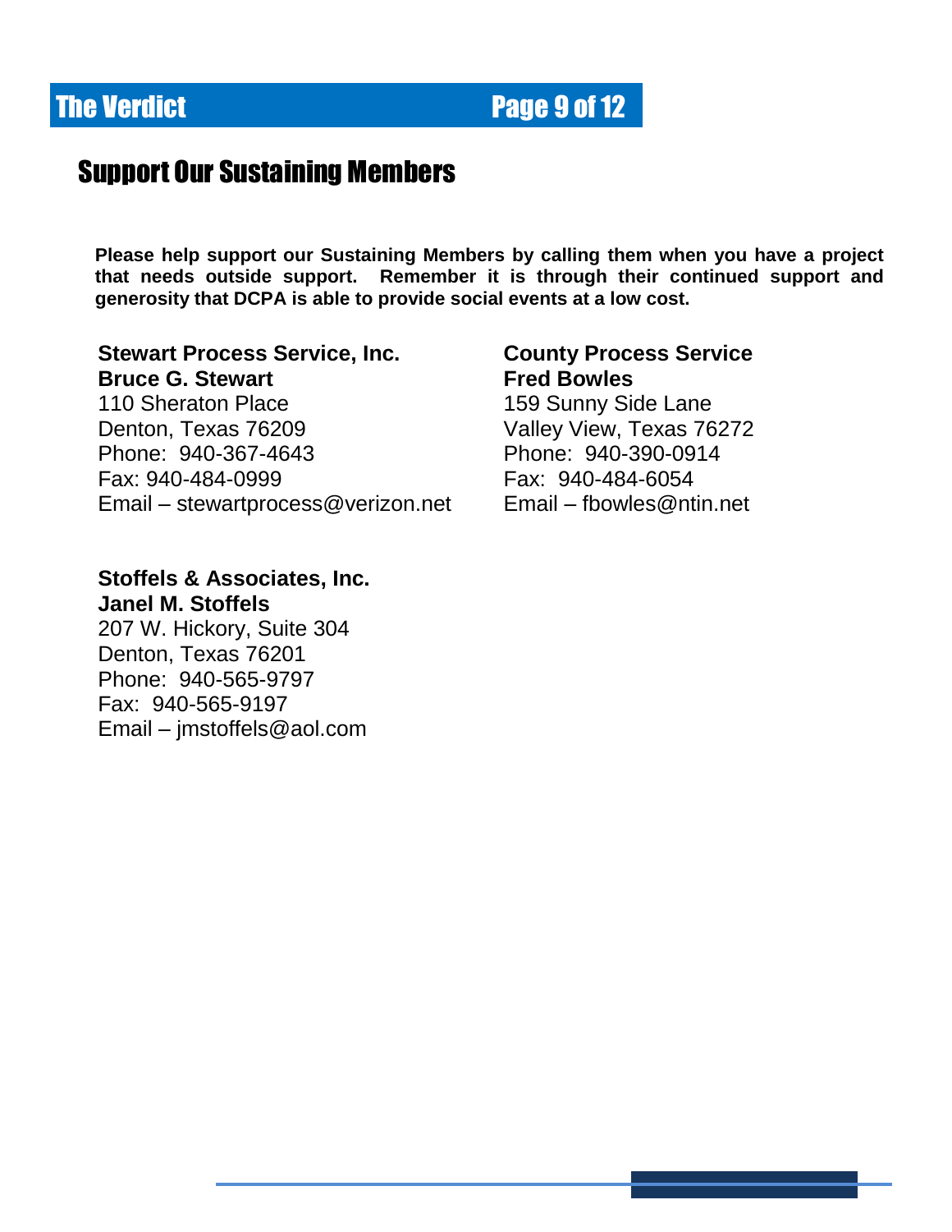## Support Our Sustaining Members

**Please help support our Sustaining Members by calling them when you have a project that needs outside support. Remember it is through their continued support and generosity that DCPA is able to provide social events at a low cost.**

**Stewart Process Service, Inc.**
**Bruce G. Stewart**
110 Sheraton Place
Denton, Texas 76209
Phone: 940-367-4643
Fax: 940-484-0999
Email – stewartprocess@verizon.net

**County Process Service**
**Fred Bowles**
159 Sunny Side Lane
Valley View, Texas 76272
Phone: 940-390-0914
Fax: 940-484-6054
Email – fbowles@ntin.net

**Stoffels & Associates, Inc.**
**Janel M. Stoffels**
207 W. Hickory, Suite 304
Denton, Texas 76201
Phone: 940-565-9797
Fax: 940-565-9197
Email – jmstoffels@aol.com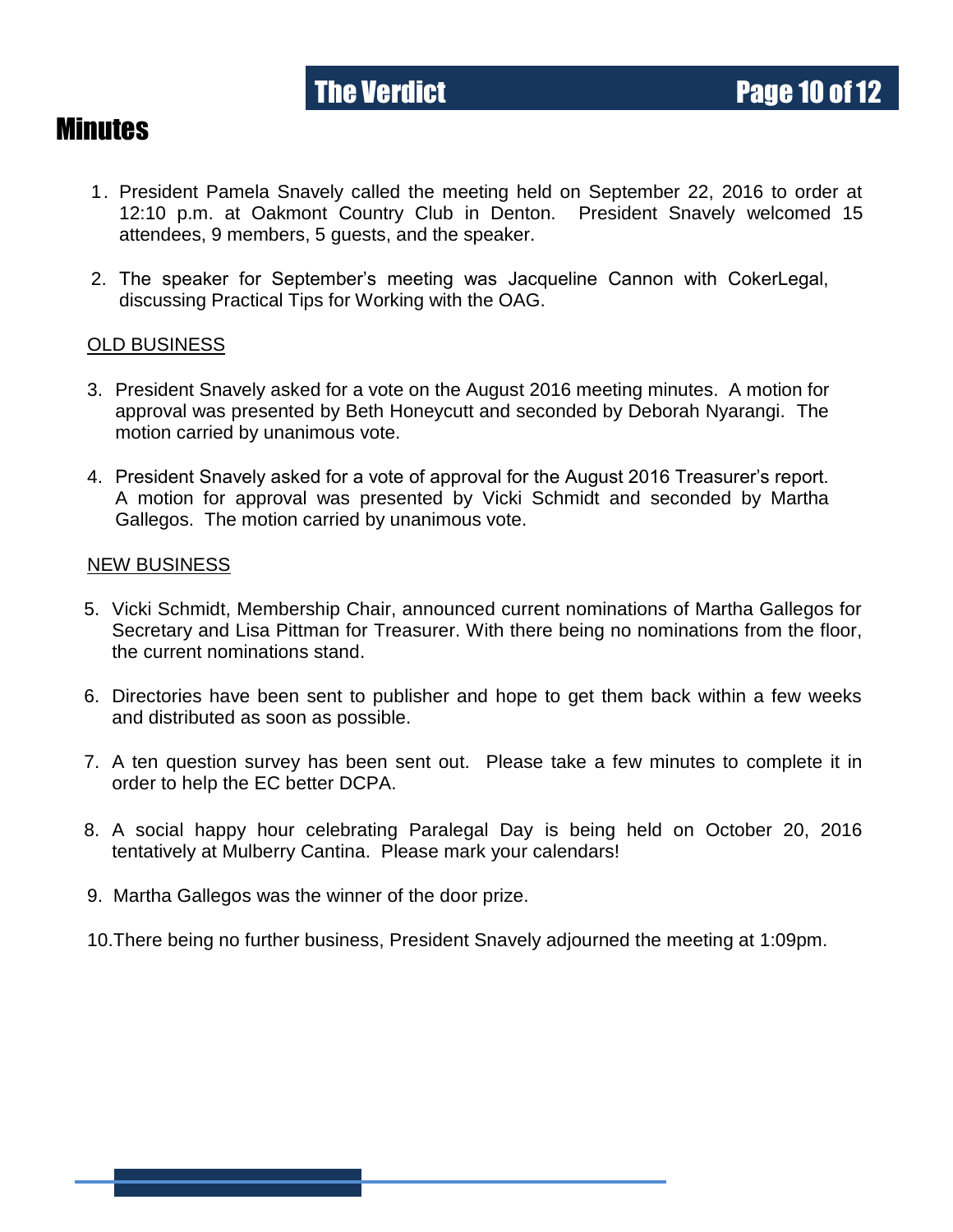# Minutes

1. President Pamela Snavely called the meeting held on September 22, 2016 to order at 12:10 p.m. at Oakmont Country Club in Denton. President Snavely welcomed 15 attendees, 9 members, 5 guests, and the speaker.

2. The speaker for September's meeting was Jacqueline Cannon with CokerLegal, discussing Practical Tips for Working with the OAG.

OLD BUSINESS

3. President Snavely asked for a vote on the August 2016 meeting minutes. A motion for approval was presented by Beth Honeycutt and seconded by Deborah Nyarangi. The motion carried by unanimous vote.

4. President Snavely asked for a vote of approval for the August 2016 Treasurer's report. A motion for approval was presented by Vicki Schmidt and seconded by Martha Gallegos. The motion carried by unanimous vote.

NEW BUSINESS

5. Vicki Schmidt, Membership Chair, announced current nominations of Martha Gallegos for Secretary and Lisa Pittman for Treasurer. With there being no nominations from the floor, the current nominations stand.

6. Directories have been sent to publisher and hope to get them back within a few weeks and distributed as soon as possible.

7. A ten question survey has been sent out. Please take a few minutes to complete it in order to help the EC better DCPA.

8. A social happy hour celebrating Paralegal Day is being held on October 20, 2016 tentatively at Mulberry Cantina. Please mark your calendars!

9. Martha Gallegos was the winner of the door prize.

10. There being no further business, President Snavely adjourned the meeting at 1:09pm.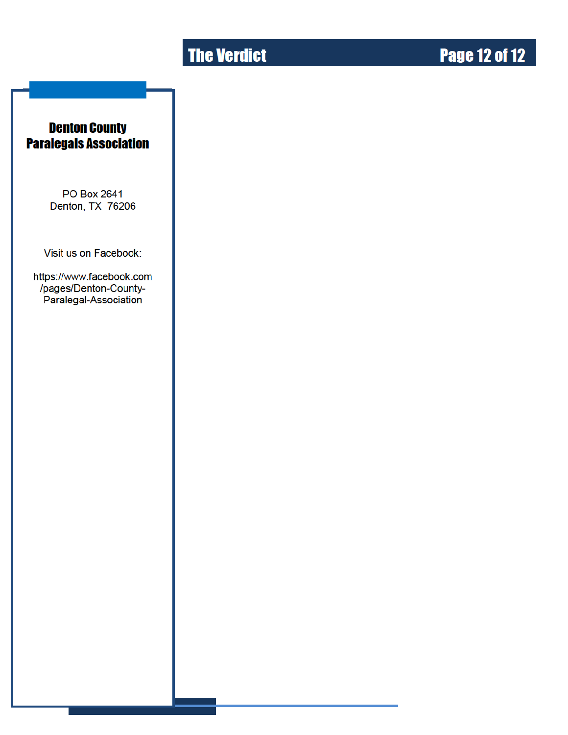**Denton County Paralegals Association**

PO Box 2641
Denton, TX  76206

Visit us on Facebook:

https://www.facebook.com/pages/Denton-County-Paralegal-Association